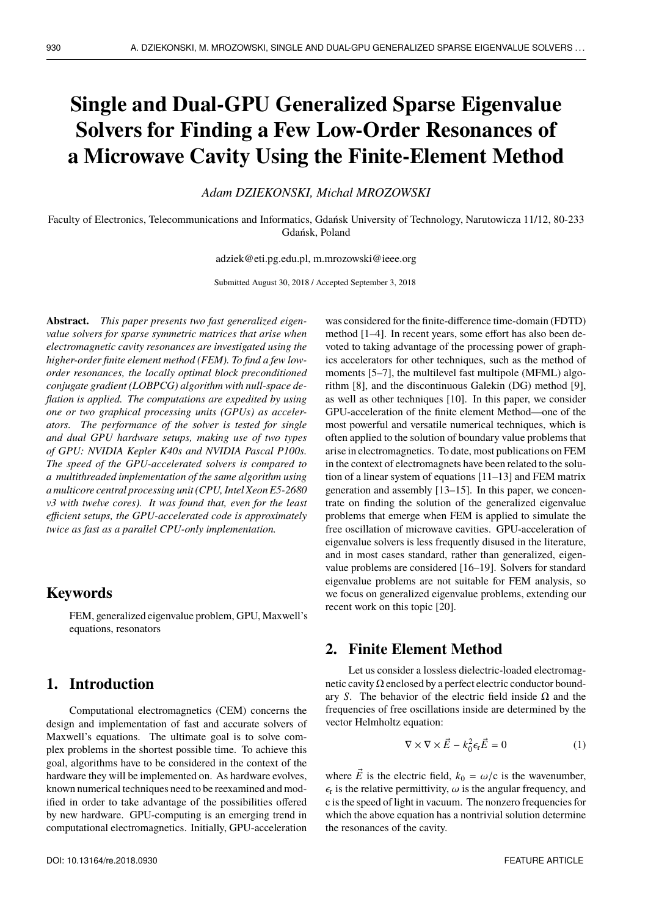# Single and Dual-GPU Generalized Sparse Eigenvalue Solvers for Finding a Few Low-Order Resonances of a Microwave Cavity Using the Finite-Element Method

*Adam DZIEKONSKI, Michal MROZOWSKI*

Faculty of Electronics, Telecommunications and Informatics, Gdańsk University of Technology, Narutowicza 11/12, 80-233 Gdańsk, Poland

adziek@eti.pg.edu.pl, m.mrozowski@ieee.org

Submitted August 30, 2018 / Accepted September 3, 2018

**Abstract.** *This paper presents two fast generalized eigenvalue solvers for sparse symmetric matrices that arise when electromagnetic cavity resonances are investigated using the higher-order finite element method (FEM). To find a few low-order resonances, the locally optimal block preconditioned conjugate gradient (LOBPCG) algorithm with null-space deflation is applied. The computations are expedited by using one or two graphical processing units (GPUs) as accelerators. The performance of the solver is tested for single and dual GPU hardware setups, making use of two types of GPU: NVIDIA Kepler K40s and NVIDIA Pascal P100s. The speed of the GPU-accelerated solvers is compared to a multithreaded implementation of the same algorithm using a multicore central processing unit (CPU, Intel Xeon E5-2680 v3 with twelve cores). It was found that, even for the least efficient setups, the GPU-accelerated code is approximately twice as fast as a parallel CPU-only implementation.*

## Keywords

FEM, generalized eigenvalue problem, GPU, Maxwell's equations, resonators

## 1. Introduction

Computational electromagnetics (CEM) concerns the design and implementation of fast and accurate solvers of Maxwell's equations. The ultimate goal is to solve complex problems in the shortest possible time. To achieve this goal, algorithms have to be considered in the context of the hardware they will be implemented on. As hardware evolves, known numerical techniques need to be reexamined and modified in order to take advantage of the possibilities offered by new hardware. GPU-computing is an emerging trend in computational electromagnetics. Initially, GPU-acceleration was considered for the finite-difference time-domain (FDTD) method [1–4]. In recent years, some effort has also been devoted to taking advantage of the processing power of graphics accelerators for other techniques, such as the method of moments [5–7], the multilevel fast multipole (MFML) algorithm [8], and the discontinuous Galekin (DG) method [9], as well as other techniques [10]. In this paper, we consider GPU-acceleration of the finite element Method—one of the most powerful and versatile numerical techniques, which is often applied to the solution of boundary value problems that arise in electromagnetics. To date, most publications on FEM in the context of electromagnets have been related to the solution of a linear system of equations [11–13] and FEM matrix generation and assembly [13–15]. In this paper, we concentrate on finding the solution of the generalized eigenvalue problems that emerge when FEM is applied to simulate the free oscillation of microwave cavities. GPU-acceleration of eigenvalue solvers is less frequently disused in the literature, and in most cases standard, rather than generalized, eigenvalue problems are considered [16–19]. Solvers for standard eigenvalue problems are not suitable for FEM analysis, so we focus on generalized eigenvalue problems, extending our recent work on this topic [20].

## 2. Finite Element Method

Let us consider a lossless dielectric-loaded electromagnetic cavity $\Omega$ enclosed by a perfect electric conductor boundary $S$. The behavior of the electric field inside $\Omega$ and the frequencies of free oscillations inside are determined by the vector Helmholtz equation:

$$\nabla \times \nabla \times \vec{E} - k_0^2 \epsilon_r \vec{E} = 0 \tag{1}$$

where $\vec{E}$ is the electric field, $k_0 = \omega/c$ is the wavenumber, $\epsilon_r$ is the relative permittivity, $\omega$ is the angular frequency, and c is the speed of light in vacuum. The nonzero frequencies for which the above equation has a nontrivial solution determine the resonances of the cavity.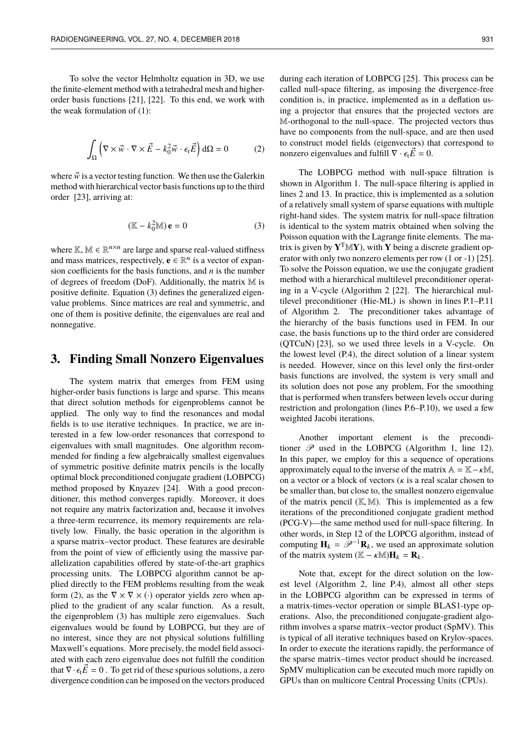To solve the vector Helmholtz equation in 3D, we use the finite-element method with a tetrahedral mesh and higher-order basis functions [21], [22]. To this end, we work with the weak formulation of (1):

$$\int_{\Omega} \left( \nabla \times \vec{w} \cdot \nabla \times \vec{E} - k_0^2 \vec{w} \cdot \epsilon_r \vec{E} \right) \mathrm{d}\Omega = 0 \tag{2}$$

where $\vec{w}$ is a vector testing function. We then use the Galerkin method with hierarchical vector basis functions up to the third order [23], arriving at:

$$(\mathbb{K} - k_0^2 \mathbb{M})\, \mathbf{e} = 0 \tag{3}$$

where $\mathbb{K}, \mathbb{M} \in \mathbb{R}^{n \times n}$ are large and sparse real-valued stiffness and mass matrices, respectively, $\mathbf{e} \in \mathbb{R}^n$ is a vector of expansion coefficients for the basis functions, and $n$ is the number of degrees of freedom (DoF). Additionally, the matrix $\mathbb{M}$ is positive definite. Equation (3) defines the generalized eigenvalue problems. Since matrices are real and symmetric, and one of them is positive definite, the eigenvalues are real and nonnegative.

## 3. Finding Small Nonzero Eigenvalues

The system matrix that emerges from FEM using higher-order basis functions is large and sparse. This means that direct solution methods for eigenproblems cannot be applied. The only way to find the resonances and modal fields is to use iterative techniques. In practice, we are interested in a few low-order resonances that correspond to eigenvalues with small magnitudes. One algorithm recommended for finding a few algebraically smallest eigenvalues of symmetric positive definite matrix pencils is the locally optimal block preconditioned conjugate gradient (LOBPCG) method proposed by Knyazev [24]. With a good preconditioner, this method converges rapidly. Moreover, it does not require any matrix factorization and, because it involves a three-term recurrence, its memory requirements are relatively low. Finally, the basic operation in the algorithm is a sparse matrix–vector product. These features are desirable from the point of view of efficiently using the massive parallelization capabilities offered by state-of-the-art graphics processing units. The LOBPCG algorithm cannot be applied directly to the FEM problems resulting from the weak form (2), as the $\nabla \times \nabla \times (\cdot)$ operator yields zero when applied to the gradient of any scalar function. As a result, the eigenproblem (3) has multiple zero eigenvalues. Such eigenvalues would be found by LOBPCG, but they are of no interest, since they are not physical solutions fulfilling Maxwell's equations. More precisely, the model field associated with each zero eigenvalue does not fulfill the condition that $\nabla \cdot \epsilon_r \vec{E} = 0$ . To get rid of these spurious solutions, a zero divergence condition can be imposed on the vectors produced during each iteration of LOBPCG [25]. This process can be called null-space filtering, as imposing the divergence-free condition is, in practice, implemented as in a deflation using a projector that ensures that the projected vectors are $\mathbb{M}$-orthogonal to the null-space. The projected vectors thus have no components from the null-space, and are then used to construct model fields (eigenvectors) that correspond to nonzero eigenvalues and fulfill $\nabla \cdot \epsilon_r \vec{E} = 0$.

The LOBPCG method with null-space filtration is shown in Algorithm 1. The null-space filtering is applied in lines 2 and 13. In practice, this is implemented as a solution of a relatively small system of sparse equations with multiple right-hand sides. The system matrix for null-space filtration is identical to the system matrix obtained when solving the Poisson equation with the Lagrange finite elements. The matrix is given by $\mathbf{Y}^{\mathrm{T}}\mathbb{M}\mathbf{Y}$), with $\mathbf{Y}$ being a discrete gradient operator with only two nonzero elements per row (1 or -1) [25]. To solve the Poisson equation, we use the conjugate gradient method with a hierarchical multilevel preconditioner operating in a V-cycle (Algorithm 2 [22]. The hierarchical multilevel preconditioner (Hie-ML) is shown in lines P.1–P.11 of Algorithm 2. The preconditioner takes advantage of the hierarchy of the basis functions used in FEM. In our case, the basis functions up to the third order are considered (QTCuN) [23], so we used three levels in a V-cycle. On the lowest level (P.4), the direct solution of a linear system is needed. However, since on this level only the first-order basis functions are involved, the system is very small and its solution does not pose any problem, For the smoothing that is performed when transfers between levels occur during restriction and prolongation (lines P.6–P.10), we used a few weighted Jacobi iterations.

Another important element is the preconditioner $\mathscr{P}$ used in the LOBPCG (Algorithm 1, line 12). In this paper, we employ for this a sequence of operations approximately equal to the inverse of the matrix $\mathbb{A} = \mathbb{K} - \kappa\mathbb{M}$, on a vector or a block of vectors ($\kappa$ is a real scalar chosen to be smaller than, but close to, the smallest nonzero eigenvalue of the matrix pencil $(\mathbb{K}, \mathbb{M})$. This is implemented as a few iterations of the preconditioned conjugate gradient method (PCG-V)—the same method used for null-space filtering. In other words, in Step 12 of the LOPCG algorithm, instead of computing $\mathbf{H}_k = \mathscr{P}^{-1}\mathbf{R}_k$, we used an approximate solution of the matrix system $(\mathbb{K} - \kappa\mathbb{M})\mathbf{H}_k = \mathbf{R}_k$.

Note that, except for the direct solution on the lowest level (Algorithm 2, line P.4), almost all other steps in the LOBPCG algorithm can be expressed in terms of a matrix-times-vector operation or simple BLAS1-type operations. Also, the preconditioned conjugate-gradient algorithm involves a sparse matrix–vector product (SpMV). This is typical of all iterative techniques based on Krylov-spaces. In order to execute the iterations rapidly, the performance of the sparse matrix–times vector product should be increased. SpMV multiplication can be executed much more rapidly on GPUs than on multicore Central Processing Units (CPUs).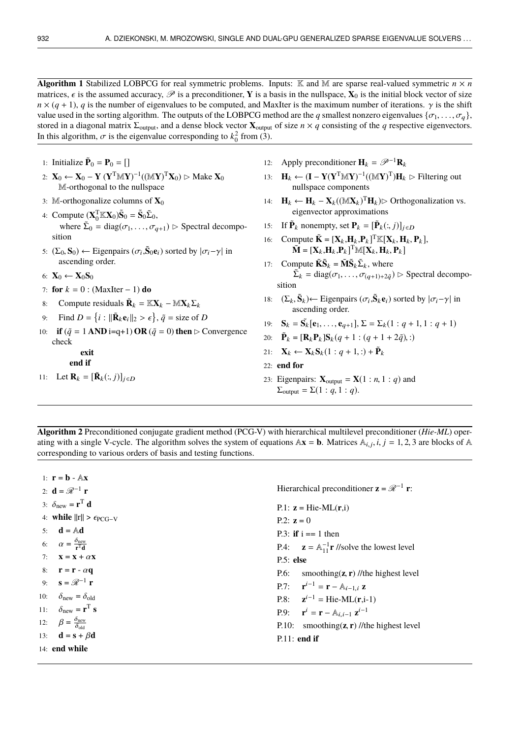**Algorithm 1** Stabilized LOBPCG for real symmetric problems. Inputs: $\mathbb{K}$ and $\mathbb{M}$ are sparse real-valued symmetric $n \times n$ matrices, $\epsilon$ is the assumed accuracy, $\mathscr{P}$ is a preconditioner, $\mathbf{Y}$ is a basis in the nullspace, $\mathbf{X}_0$ is the initial block vector of size $n \times (q+1)$, $q$ is the number of eigenvalues to be computed, and MaxIter is the maximum number of iterations. $\gamma$ is the shift value used in the sorting algorithm. The outputs of the LOBPCG method are the $q$ smallest nonzero eigenvalues $\{\sigma_1, \ldots, \sigma_q\}$, stored in a diagonal matrix $\Sigma_{\text{output}}$, and a dense block vector $\mathbf{X}_{\text{output}}$ of size $n \times q$ consisting of the $q$ respective eigenvectors. In this algorithm, $\sigma$ is the eigenvalue corresponding to $k_0^2$ from (3).

1: Initialize $\tilde{\mathbf{P}}_0 = \mathbf{P}_0 = []$
2: $\mathbf{X}_0 \leftarrow \mathbf{X}_0 - \mathbf{Y}\,(\mathbf{Y}^{\mathrm{T}}\mathbb{M}\mathbf{Y})^{-1}((\mathbb{M}\mathbf{Y})^{\mathrm{T}}\mathbf{X}_0)$ ▷ Make $\mathbf{X}_0$ $\mathbb{M}$-orthogonal to the nullspace
3: $\mathbb{M}$-orthogonalize columns of $\mathbf{X}_0$
4: Compute $(\mathbf{X}_0^{\mathrm{T}}\mathbb{K}\mathbf{X}_0)\tilde{\mathbf{S}}_0 = \tilde{\mathbf{S}}_0\tilde{\Sigma}_0$, where $\tilde{\Sigma}_0 = \mathrm{diag}(\sigma_1, \ldots, \sigma_{q+1})$ ▷ Spectral decomposition
5: $(\Sigma_0, \mathbf{S}_0) \leftarrow$ Eigenpairs $(\sigma_i, \tilde{\mathbf{S}}_0\mathbf{e}_i)$ sorted by $|\sigma_i - \gamma|$ in ascending order.
6: $\mathbf{X}_0 \leftarrow \mathbf{X}_0\mathbf{S}_0$
7: **for** $k = 0 : (\text{MaxIter} - 1)$ **do**
8: Compute residuals $\tilde{\mathbf{R}}_k = \mathbb{K}\mathbf{X}_k - \mathbb{M}\mathbf{X}_k\Sigma_k$
9: Find $D = \{i : \|\tilde{\mathbf{R}}_k\mathbf{e}_i\|_2 > \epsilon\}$, $\tilde{q}$ = size of $D$
10: **if** ($\tilde{q} = 1$ **AND** i=q+1) **OR** ($\tilde{q} = 0$) **then** ▷ Convergence check
  **exit**
  **end if**
11: Let $\mathbf{R}_k = [\tilde{\mathbf{R}}_k(:, j)]_{j\in D}$
12: Apply preconditioner $\mathbf{H}_k = \mathscr{P}^{-1}\mathbf{R}_k$
13: $\mathbf{H}_k \leftarrow (\mathbf{I} - \mathbf{Y}(\mathbf{Y}^{\mathrm{T}}\mathbb{M}\mathbf{Y})^{-1}((\mathbb{M}\mathbf{Y})^{\mathrm{T}})\mathbf{H}_k$ ▷ Filtering out nullspace components
14: $\mathbf{H}_k \leftarrow \mathbf{H}_k - \mathbf{X}_k((\mathbb{M}\mathbf{X}_k)^{\mathrm{T}}\mathbf{H}_k)$ ▷ Orthogonalization vs. eigenvector approximations
15: If $\tilde{\mathbf{P}}_k$ nonempty, set $\mathbf{P}_k = [\tilde{\mathbf{P}}_k(:, j)]_{j\in D}$
16: Compute $\tilde{\mathbf{K}} = [\mathbf{X}_k, \mathbf{H}_k, \mathbf{P}_k]^{\mathrm{T}}\mathbb{K}[\mathbf{X}_k, \mathbf{H}_k, \mathbf{P}_k]$, $\tilde{\mathbf{M}} = [\mathbf{X}_k, \mathbf{H}_k, \mathbf{P}_k]^{\mathrm{T}}\mathbb{M}[\mathbf{X}_k, \mathbf{H}_k, \mathbf{P}_k]$
17: Compute $\tilde{\mathbf{K}}\tilde{\mathbf{S}}_k = \tilde{\mathbf{M}}\tilde{\mathbf{S}}_k\tilde{\Sigma}_k$, where $\tilde{\Sigma}_k = \mathrm{diag}(\sigma_1, \ldots, \sigma_{(q+1)+2\tilde{q}})$ ▷ Spectral decomposition
18: $(\Sigma_k, \tilde{\mathbf{S}}_k) \leftarrow$ Eigenpairs $(\sigma_i, \tilde{\mathbf{S}}_k\mathbf{e}_i)$ sorted by $|\sigma_i - \gamma|$ in ascending order.
19: $\mathbf{S}_k = \tilde{\mathbf{S}_k}[\mathbf{e}_1, \ldots, \mathbf{e}_{q+1}]$, $\Sigma = \Sigma_k(1 : q+1, 1 : q+1)$
20: $\tilde{\mathbf{P}}_k = [\mathbf{R}_k\mathbf{P}_k]\mathbf{S}_k(q+1 : (q+1+2\tilde{q}), :)$
21: $\mathbf{X}_k \leftarrow \mathbf{X}_k\mathbf{S}_k(1 : q+1, :) + \tilde{\mathbf{P}}_k$
22: **end for**
23: Eigenpairs: $\mathbf{X}_{\text{output}} = \mathbf{X}(1 : n, 1 : q)$ and $\Sigma_{\text{output}} = \Sigma(1 : q, 1 : q)$.

**Algorithm 2** Preconditioned conjugate gradient method (PCG-V) with hierarchical multilevel preconditioner (*Hie-ML*) operating with a single V-cycle. The algorithm solves the system of equations $\mathbb{A}\mathbf{x} = \mathbf{b}$. Matrices $\mathbb{A}_{i,j}, i, j = 1, 2, 3$ are blocks of $\mathbb{A}$ corresponding to various orders of basis and testing functions.

1: $\mathbf{r} = \mathbf{b}$ - $\mathbb{A}\mathbf{x}$
2: $\mathbf{d} = \mathscr{R}^{-1}\,\mathbf{r}$
3: $\delta_{\text{new}} = \mathbf{r}^{\mathrm{T}}\,\mathbf{d}$
4: **while** $\|\mathrm{r}\| > \epsilon_{\text{PCG-V}}$
5: $\mathbf{d} = \mathbb{A}\mathbf{d}$
6: $\alpha = \frac{\delta_{\text{new}}}{\mathbf{r}^{\mathrm{T}}\mathbf{d}}$
7: $\mathbf{x} = \mathbf{x} + \alpha\mathbf{x}$
8: $\mathbf{r} = \mathbf{r}$ - $\alpha\mathbf{q}$
9: $\mathbf{s} = \mathscr{R}^{-1}\,\mathbf{r}$
10: $\delta_{\text{new}} = \delta_{\text{old}}$
11: $\delta_{\text{new}} = \mathbf{r}^{\mathrm{T}}\,\mathbf{s}$
12: $\beta = \frac{\delta_{\text{new}}}{\delta_{\text{old}}}$
13: $\mathbf{d} = \mathbf{s} + \beta\mathbf{d}$
14: **end while**

Hierarchical preconditioner $\mathbf{z} = \mathscr{R}^{-1}\,\mathbf{r}$:

P.1: $\mathbf{z}$ = Hie-ML($\mathbf{r}$,i)
P.2: $\mathbf{z} = 0$
P.3: **if** i == 1 then
P.4: $\mathbf{z} = \mathbb{A}_{11}^{-1}\mathbf{r}$ //solve the lowest level
P.5: **else**
P.6: smoothing($\mathbf{z}, \mathbf{r}$) //the highest level
P.7: $\mathbf{r}^{i-1} = \mathbf{r} - \mathbb{A}_{i-1,i}\,\mathbf{z}$
P.8: $\mathbf{z}^{i-1}$ = Hie-ML($\mathbf{r}$,i-1)
P.9: $\mathbf{r}^{i} = \mathbf{r} - \mathbb{A}_{i,i-1}\,\mathbf{z}^{i-1}$
P.10: smoothing($\mathbf{z}, \mathbf{r}$) //the highest level
P.11: **end if**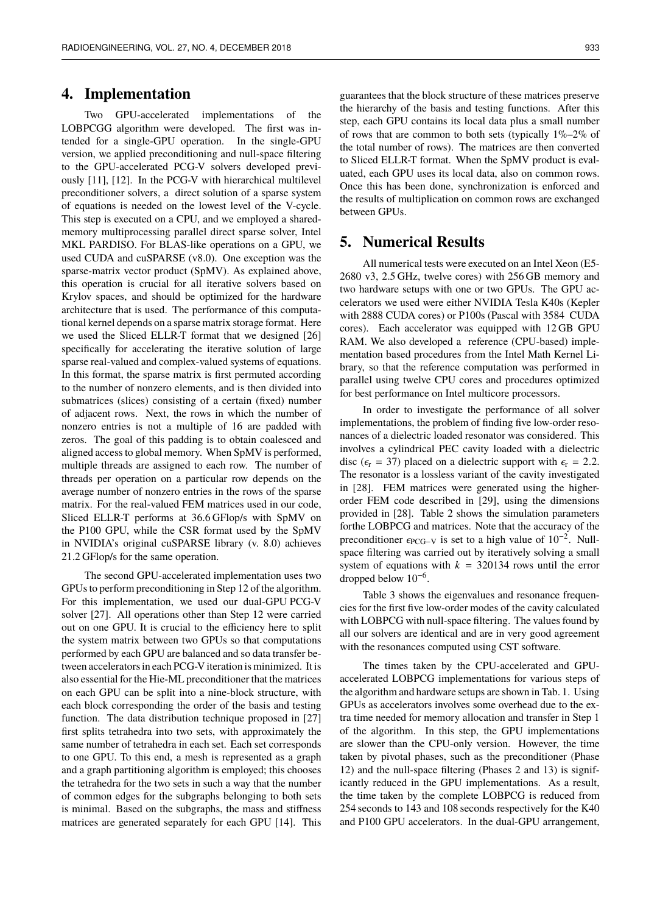## 4. Implementation

Two GPU-accelerated implementations of the LOBPCGG algorithm were developed. The first was intended for a single-GPU operation. In the single-GPU version, we applied preconditioning and null-space filtering to the GPU-accelerated PCG-V solvers developed previously [11], [12]. In the PCG-V with hierarchical multilevel preconditioner solvers, a direct solution of a sparse system of equations is needed on the lowest level of the V-cycle. This step is executed on a CPU, and we employed a shared-memory multiprocessing parallel direct sparse solver, Intel MKL PARDISO. For BLAS-like operations on a GPU, we used CUDA and cuSPARSE (v8.0). One exception was the sparse-matrix vector product (SpMV). As explained above, this operation is crucial for all iterative solvers based on Krylov spaces, and should be optimized for the hardware architecture that is used. The performance of this computational kernel depends on a sparse matrix storage format. Here we used the Sliced ELLR-T format that we designed [26] specifically for accelerating the iterative solution of large sparse real-valued and complex-valued systems of equations. In this format, the sparse matrix is first permuted according to the number of nonzero elements, and is then divided into submatrices (slices) consisting of a certain (fixed) number of adjacent rows. Next, the rows in which the number of nonzero entries is not a multiple of 16 are padded with zeros. The goal of this padding is to obtain coalesced and aligned access to global memory. When SpMV is performed, multiple threads are assigned to each row. The number of threads per operation on a particular row depends on the average number of nonzero entries in the rows of the sparse matrix. For the real-valued FEM matrices used in our code, Sliced ELLR-T performs at 36.6 GFlop/s with SpMV on the P100 GPU, while the CSR format used by the SpMV in NVIDIA's original cuSPARSE library (v. 8.0) achieves 21.2 GFlop/s for the same operation.

The second GPU-accelerated implementation uses two GPUs to perform preconditioning in Step 12 of the algorithm. For this implementation, we used our dual-GPU PCG-V solver [27]. All operations other than Step 12 were carried out on one GPU. It is crucial to the efficiency here to split the system matrix between two GPUs so that computations performed by each GPU are balanced and so data transfer between accelerators in each PCG-V iteration is minimized. It is also essential for the Hie-ML preconditioner that the matrices on each GPU can be split into a nine-block structure, with each block corresponding the order of the basis and testing function. The data distribution technique proposed in [27] first splits tetrahedra into two sets, with approximately the same number of tetrahedra in each set. Each set corresponds to one GPU. To this end, a mesh is represented as a graph and a graph partitioning algorithm is employed; this chooses the tetrahedra for the two sets in such a way that the number of common edges for the subgraphs belonging to both sets is minimal. Based on the subgraphs, the mass and stiffness matrices are generated separately for each GPU [14]. This guarantees that the block structure of these matrices preserve the hierarchy of the basis and testing functions. After this step, each GPU contains its local data plus a small number of rows that are common to both sets (typically 1%–2% of the total number of rows). The matrices are then converted to Sliced ELLR-T format. When the SpMV product is evaluated, each GPU uses its local data, also on common rows. Once this has been done, synchronization is enforced and the results of multiplication on common rows are exchanged between GPUs.

## 5. Numerical Results

All numerical tests were executed on an Intel Xeon (E5-2680 v3, 2.5 GHz, twelve cores) with 256 GB memory and two hardware setups with one or two GPUs. The GPU accelerators we used were either NVIDIA Tesla K40s (Kepler with 2888 CUDA cores) or P100s (Pascal with 3584 CUDA cores). Each accelerator was equipped with 12 GB GPU RAM. We also developed a reference (CPU-based) implementation based procedures from the Intel Math Kernel Library, so that the reference computation was performed in parallel using twelve CPU cores and procedures optimized for best performance on Intel multicore processors.

In order to investigate the performance of all solver implementations, the problem of finding five low-order resonances of a dielectric loaded resonator was considered. This involves a cylindrical PEC cavity loaded with a dielectric disc ($\epsilon_r = 37$) placed on a dielectric support with $\epsilon_r = 2.2$. The resonator is a lossless variant of the cavity investigated in [28]. FEM matrices were generated using the higher-order FEM code described in [29], using the dimensions provided in [28]. Table 2 shows the simulation parameters forthe LOBPCG and matrices. Note that the accuracy of the preconditioner $\epsilon_{\mathrm{PCG-V}}$ is set to a high value of $10^{-2}$. Null-space filtering was carried out by iteratively solving a small system of equations with $k = 320134$ rows until the error dropped below $10^{-6}$.

Table 3 shows the eigenvalues and resonance frequencies for the first five low-order modes of the cavity calculated with LOBPCG with null-space filtering. The values found by all our solvers are identical and are in very good agreement with the resonances computed using CST software.

The times taken by the CPU-accelerated and GPU-accelerated LOBPCG implementations for various steps of the algorithm and hardware setups are shown in Tab. 1. Using GPUs as accelerators involves some overhead due to the extra time needed for memory allocation and transfer in Step 1 of the algorithm. In this step, the GPU implementations are slower than the CPU-only version. However, the time taken by pivotal phases, such as the preconditioner (Phase 12) and the null-space filtering (Phases 2 and 13) is significantly reduced in the GPU implementations. As a result, the time taken by the complete LOBPCG is reduced from 254 seconds to 143 and 108 seconds respectively for the K40 and P100 GPU accelerators. In the dual-GPU arrangement,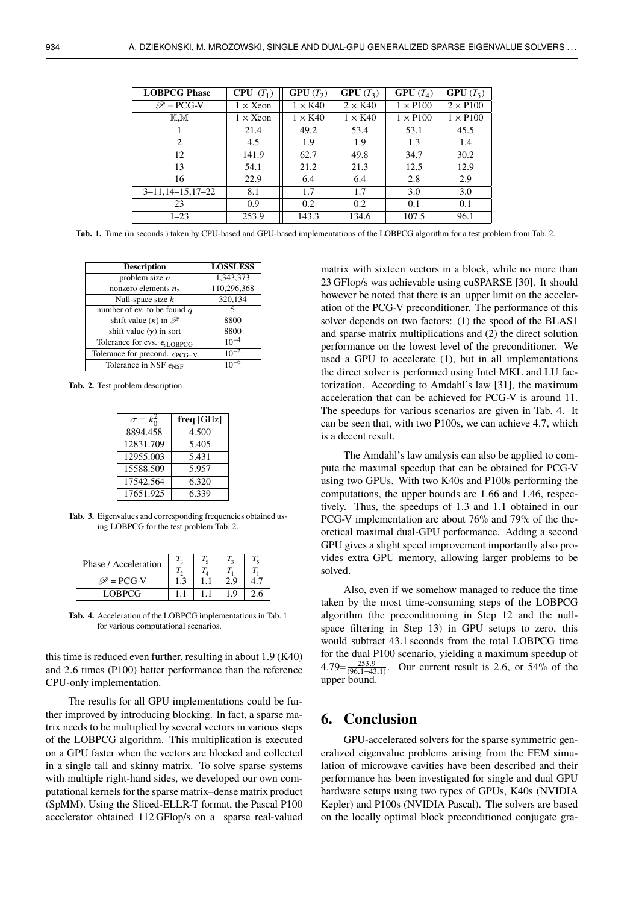| **LOBPCG Phase** | **CPU** $(T_1)$ | **GPU** $(T_2)$ | **GPU** $(T_3)$ | **GPU** $(T_4)$ | **GPU** $(T_5)$ |
|---|---|---|---|---|---|
| $\mathscr{P}$ = PCG-V | 1 × Xeon | 1 × K40 | 2 × K40 | 1 × P100 | 2 × P100 |
| $\mathbb{K}$,$\mathbb{M}$ | 1 × Xeon | 1 × K40 | 1 × K40 | 1 × P100 | 1 × P100 |
| 1 | 21.4 | 49.2 | 53.4 | 53.1 | 45.5 |
| 2 | 4.5 | 1.9 | 1.9 | 1.3 | 1.4 |
| 12 | 141.9 | 62.7 | 49.8 | 34.7 | 30.2 |
| 13 | 54.1 | 21.2 | 21.3 | 12.5 | 12.9 |
| 16 | 22.9 | 6.4 | 6.4 | 2.8 | 2.9 |
| 3–11,14–15,17–22 | 8.1 | 1.7 | 1.7 | 3.0 | 3.0 |
| 23 | 0.9 | 0.2 | 0.2 | 0.1 | 0.1 |
| 1–23 | 253.9 | 143.3 | 134.6 | 107.5 | 96.1 |

**Tab. 1.** Time (in seconds ) taken by CPU-based and GPU-based implementations of the LOBPCG algorithm for a test problem from Tab. 2.

| **Description** | **LOSSLESS** |
|---|---|
| problem size $n$ | 1,343,373 |
| nonzero elements $n_z$ | 110,296,368 |
| Null-space size $k$ | 320,134 |
| number of ev. to be found $q$ | 5 |
| shift value $(\kappa)$ in $\mathscr{P}$ | 8800 |
| shift value $(\gamma)$ in sort | 8800 |
| Tolerance for evs. $\epsilon_{\mathrm{sLOBPCG}}$ | $10^{-4}$ |
| Tolerance for precond. $\epsilon_{\mathrm{PCG-V}}$ | $10^{-2}$ |
| Tolerance in NSF $\epsilon_{\mathrm{NSF}}$ | $10^{-6}$ |

**Tab. 2.** Test problem description

| $\sigma = k_0^2$ | **freq** [GHz] |
|---|---|
| 8894.458 | 4.500 |
| 12831.709 | 5.405 |
| 12955.003 | 5.431 |
| 15588.509 | 5.957 |
| 17542.564 | 6.320 |
| 17651.925 | 6.339 |

**Tab. 3.** Eigenvalues and corresponding frequencies obtained using LOBPCG for the test problem Tab. 2.

| Phase / Acceleration | $\frac{T_3}{T_2}$ | $\frac{T_5}{T_4}$ | $\frac{T_3}{T_1}$ | $\frac{T_5}{T_1}$ |
|---|---|---|---|---|
| $\mathscr{P}$ = PCG-V | 1.3 | 1.1 | 2.9 | 4.7 |
| LOBPCG | 1.1 | 1.1 | 1.9 | 2.6 |

**Tab. 4.** Acceleration of the LOBPCG implementations in Tab. 1 for various computational scenarios.

this time is reduced even further, resulting in about 1.9 (K40) and 2.6 times (P100) better performance than the reference CPU-only implementation.

The results for all GPU implementations could be further improved by introducing blocking. In fact, a sparse matrix needs to be multiplied by several vectors in various steps of the LOBPCG algorithm. This multiplication is executed on a GPU faster when the vectors are blocked and collected in a single tall and skinny matrix. To solve sparse systems with multiple right-hand sides, we developed our own computational kernels for the sparse matrix–dense matrix product (SpMM). Using the Sliced-ELLR-T format, the Pascal P100 accelerator obtained 112 GFlop/s on a sparse real-valued matrix with sixteen vectors in a block, while no more than 23 GFlop/s was achievable using cuSPARSE [30]. It should however be noted that there is an upper limit on the acceleration of the PCG-V preconditioner. The performance of this solver depends on two factors: (1) the speed of the BLAS1 and sparse matrix multiplications and (2) the direct solution performance on the lowest level of the preconditioner. We used a GPU to accelerate (1), but in all implementations the direct solver is performed using Intel MKL and LU factorization. According to Amdahl's law [31], the maximum acceleration that can be achieved for PCG-V is around 11. The speedups for various scenarios are given in Tab. 4. It can be seen that, with two P100s, we can achieve 4.7, which is a decent result.

The Amdahl's law analysis can also be applied to compute the maximal speedup that can be obtained for PCG-V using two GPUs. With two K40s and P100s performing the computations, the upper bounds are 1.66 and 1.46, respectively. Thus, the speedups of 1.3 and 1.1 obtained in our PCG-V implementation are about 76% and 79% of the theoretical maximal dual-GPU performance. Adding a second GPU gives a slight speed improvement importantly also provides extra GPU memory, allowing larger problems to be solved.

Also, even if we somehow managed to reduce the time taken by the most time-consuming steps of the LOBPCG algorithm (the preconditioning in Step 12 and the null-space filtering in Step 13) in GPU setups to zero, this would subtract 43.1 seconds from the total LOBPCG time for the dual P100 scenario, yielding a maximum speedup of $4.79 = \frac{253.9}{(96.1-43.1)}$. Our current result is 2.6, or 54% of the upper bound.

## 6. Conclusion

GPU-accelerated solvers for the sparse symmetric generalized eigenvalue problems arising from the FEM simulation of microwave cavities have been described and their performance has been investigated for single and dual GPU hardware setups using two types of GPUs, K40s (NVIDIA Kepler) and P100s (NVIDIA Pascal). The solvers are based on the locally optimal block preconditioned conjugate gra-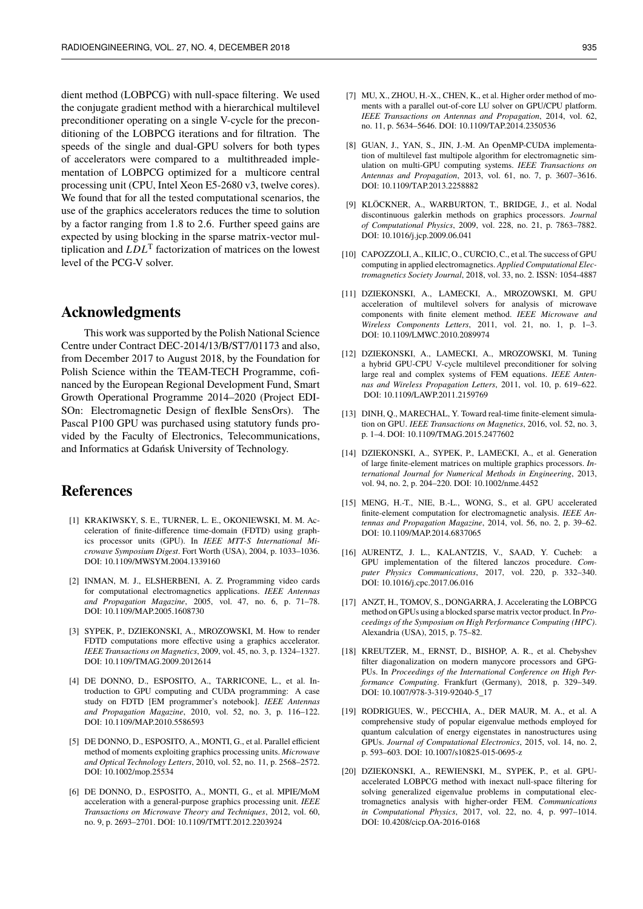dient method (LOBPCG) with null-space filtering. We used the conjugate gradient method with a hierarchical multilevel preconditioner operating on a single V-cycle for the preconditioning of the LOBPCG iterations and for filtration. The speeds of the single and dual-GPU solvers for both types of accelerators were compared to a multithreaded implementation of LOBPCG optimized for a multicore central processing unit (CPU, Intel Xeon E5-2680 v3, twelve cores). We found that for all the tested computational scenarios, the use of the graphics accelerators reduces the time to solution by a factor ranging from 1.8 to 2.6. Further speed gains are expected by using blocking in the sparse matrix-vector multiplication and $LDL^{\mathrm{T}}$ factorization of matrices on the lowest level of the PCG-V solver.

## Acknowledgments

This work was supported by the Polish National Science Centre under Contract DEC-2014/13/B/ST7/01173 and also, from December 2017 to August 2018, by the Foundation for Polish Science within the TEAM-TECH Programme, cofinanced by the European Regional Development Fund, Smart Growth Operational Programme 2014–2020 (Project EDISOn: Electromagnetic Design of flexIble SensOrs). The Pascal P100 GPU was purchased using statutory funds provided by the Faculty of Electronics, Telecommunications, and Informatics at Gdańsk University of Technology.

## References

[1] KRAKIWSKY, S. E., TURNER, L. E., OKONIEWSKI, M. M. Acceleration of finite-difference time-domain (FDTD) using graphics processor units (GPU). In *IEEE MTT-S International Microwave Symposium Digest*. Fort Worth (USA), 2004, p. 1033–1036. DOI: 10.1109/MWSYM.2004.1339160

[2] INMAN, M. J., ELSHERBENI, A. Z. Programming video cards for computational electromagnetics applications. *IEEE Antennas and Propagation Magazine*, 2005, vol. 47, no. 6, p. 71–78. DOI: 10.1109/MAP.2005.1608730

[3] SYPEK, P., DZIEKONSKI, A., MROZOWSKI, M. How to render FDTD computations more effective using a graphics accelerator. *IEEE Transactions on Magnetics*, 2009, vol. 45, no. 3, p. 1324–1327. DOI: 10.1109/TMAG.2009.2012614

[4] DE DONNO, D., ESPOSITO, A., TARRICONE, L., et al. Introduction to GPU computing and CUDA programming: A case study on FDTD [EM programmer's notebook]. *IEEE Antennas and Propagation Magazine*, 2010, vol. 52, no. 3, p. 116–122. DOI: 10.1109/MAP.2010.5586593

[5] DE DONNO, D., ESPOSITO, A., MONTI, G., et al. Parallel efficient method of moments exploiting graphics processing units. *Microwave and Optical Technology Letters*, 2010, vol. 52, no. 11, p. 2568–2572. DOI: 10.1002/mop.25534

[6] DE DONNO, D., ESPOSITO, A., MONTI, G., et al. MPIE/MoM acceleration with a general-purpose graphics processing unit. *IEEE Transactions on Microwave Theory and Techniques*, 2012, vol. 60, no. 9, p. 2693–2701. DOI: 10.1109/TMTT.2012.2203924

[7] MU, X., ZHOU, H.-X., CHEN, K., et al. Higher order method of moments with a parallel out-of-core LU solver on GPU/CPU platform. *IEEE Transactions on Antennas and Propagation*, 2014, vol. 62, no. 11, p. 5634–5646. DOI: 10.1109/TAP.2014.2350536

[8] GUAN, J., YAN, S., JIN, J.-M. An OpenMP-CUDA implementation of multilevel fast multipole algorithm for electromagnetic simulation on multi-GPU computing systems. *IEEE Transactions on Antennas and Propagation*, 2013, vol. 61, no. 7, p. 3607–3616. DOI: 10.1109/TAP.2013.2258882

[9] KLÖCKNER, A., WARBURTON, T., BRIDGE, J., et al. Nodal discontinuous galerkin methods on graphics processors. *Journal of Computational Physics*, 2009, vol. 228, no. 21, p. 7863–7882. DOI: 10.1016/j.jcp.2009.06.041

[10] CAPOZZOLI, A., KILIC, O., CURCIO, C., et al. The success of GPU computing in applied electromagnetics. *Applied Computational Electromagnetics Society Journal*, 2018, vol. 33, no. 2. ISSN: 1054-4887

[11] DZIEKONSKI, A., LAMECKI, A., MROZOWSKI, M. GPU acceleration of multilevel solvers for analysis of microwave components with finite element method. *IEEE Microwave and Wireless Components Letters*, 2011, vol. 21, no. 1, p. 1–3. DOI: 10.1109/LMWC.2010.2089974

[12] DZIEKONSKI, A., LAMECKI, A., MROZOWSKI, M. Tuning a hybrid GPU-CPU V-cycle multilevel preconditioner for solving large real and complex systems of FEM equations. *IEEE Antennas and Wireless Propagation Letters*, 2011, vol. 10, p. 619–622. DOI: 10.1109/LAWP.2011.2159769

[13] DINH, Q., MARECHAL, Y. Toward real-time finite-element simulation on GPU. *IEEE Transactions on Magnetics*, 2016, vol. 52, no. 3, p. 1–4. DOI: 10.1109/TMAG.2015.2477602

[14] DZIEKONSKI, A., SYPEK, P., LAMECKI, A., et al. Generation of large finite-element matrices on multiple graphics processors. *International Journal for Numerical Methods in Engineering*, 2013, vol. 94, no. 2, p. 204–220. DOI: 10.1002/nme.4452

[15] MENG, H.-T., NIE, B.-L., WONG, S., et al. GPU accelerated finite-element computation for electromagnetic analysis. *IEEE Antennas and Propagation Magazine*, 2014, vol. 56, no. 2, p. 39–62. DOI: 10.1109/MAP.2014.6837065

[16] AURENTZ, J. L., KALANTZIS, V., SAAD, Y. Cucheb: a GPU implementation of the filtered lanczos procedure. *Computer Physics Communications*, 2017, vol. 220, p. 332–340. DOI: 10.1016/j.cpc.2017.06.016

[17] ANZT, H., TOMOV, S., DONGARRA, J. Accelerating the LOBPCG method on GPUs using a blocked sparse matrix vector product. In *Proceedings of the Symposium on High Performance Computing (HPC)*. Alexandria (USA), 2015, p. 75–82.

[18] KREUTZER, M., ERNST, D., BISHOP, A. R., et al. Chebyshev filter diagonalization on modern manycore processors and GPGPUs. In *Proceedings of the International Conference on High Performance Computing*. Frankfurt (Germany), 2018, p. 329–349. DOI: 10.1007/978-3-319-92040-5_17

[19] RODRIGUES, W., PECCHIA, A., DER MAUR, M. A., et al. A comprehensive study of popular eigenvalue methods employed for quantum calculation of energy eigenstates in nanostructures using GPUs. *Journal of Computational Electronics*, 2015, vol. 14, no. 2, p. 593–603. DOI: 10.1007/s10825-015-0695-z

[20] DZIEKONSKI, A., REWIENSKI, M., SYPEK, P., et al. GPU-accelerated LOBPCG method with inexact null-space filtering for solving generalized eigenvalue problems in computational electromagnetics analysis with higher-order FEM. *Communications in Computational Physics*, 2017, vol. 22, no. 4, p. 997–1014. DOI: 10.4208/cicp.OA-2016-0168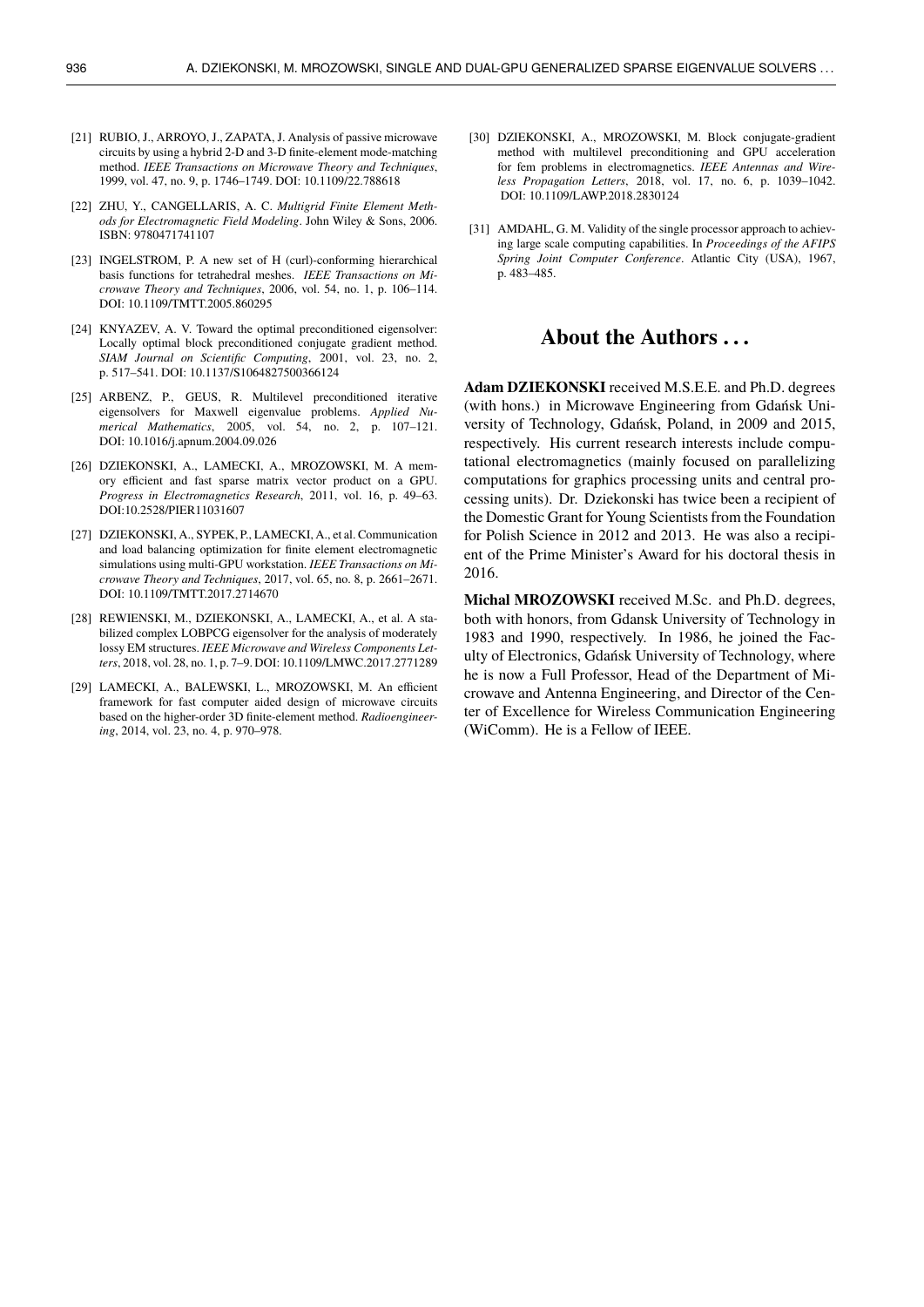[21] RUBIO, J., ARROYO, J., ZAPATA, J. Analysis of passive microwave circuits by using a hybrid 2-D and 3-D finite-element mode-matching method. *IEEE Transactions on Microwave Theory and Techniques*, 1999, vol. 47, no. 9, p. 1746–1749. DOI: 10.1109/22.788618

[22] ZHU, Y., CANGELLARIS, A. C. *Multigrid Finite Element Methods for Electromagnetic Field Modeling*. John Wiley & Sons, 2006. ISBN: 9780471741107

[23] INGELSTROM, P. A new set of H (curl)-conforming hierarchical basis functions for tetrahedral meshes. *IEEE Transactions on Microwave Theory and Techniques*, 2006, vol. 54, no. 1, p. 106–114. DOI: 10.1109/TMTT.2005.860295

[24] KNYAZEV, A. V. Toward the optimal preconditioned eigensolver: Locally optimal block preconditioned conjugate gradient method. *SIAM Journal on Scientific Computing*, 2001, vol. 23, no. 2, p. 517–541. DOI: 10.1137/S1064827500366124

[25] ARBENZ, P., GEUS, R. Multilevel preconditioned iterative eigensolvers for Maxwell eigenvalue problems. *Applied Numerical Mathematics*, 2005, vol. 54, no. 2, p. 107–121. DOI: 10.1016/j.apnum.2004.09.026

[26] DZIEKONSKI, A., LAMECKI, A., MROZOWSKI, M. A memory efficient and fast sparse matrix vector product on a GPU. *Progress in Electromagnetics Research*, 2011, vol. 16, p. 49–63. DOI:10.2528/PIER11031607

[27] DZIEKONSKI, A., SYPEK, P., LAMECKI, A., et al. Communication and load balancing optimization for finite element electromagnetic simulations using multi-GPU workstation. *IEEE Transactions on Microwave Theory and Techniques*, 2017, vol. 65, no. 8, p. 2661–2671. DOI: 10.1109/TMTT.2017.2714670

[28] REWIENSKI, M., DZIEKONSKI, A., LAMECKI, A., et al. A stabilized complex LOBPCG eigensolver for the analysis of moderately lossy EM structures. *IEEE Microwave and Wireless Components Letters*, 2018, vol. 28, no. 1, p. 7–9. DOI: 10.1109/LMWC.2017.2771289

[29] LAMECKI, A., BALEWSKI, L., MROZOWSKI, M. An efficient framework for fast computer aided design of microwave circuits based on the higher-order 3D finite-element method. *Radioengineering*, 2014, vol. 23, no. 4, p. 970–978.

[30] DZIEKONSKI, A., MROZOWSKI, M. Block conjugate-gradient method with multilevel preconditioning and GPU acceleration for fem problems in electromagnetics. *IEEE Antennas and Wireless Propagation Letters*, 2018, vol. 17, no. 6, p. 1039–1042. DOI: 10.1109/LAWP.2018.2830124

[31] AMDAHL, G. M. Validity of the single processor approach to achieving large scale computing capabilities. In *Proceedings of the AFIPS Spring Joint Computer Conference*. Atlantic City (USA), 1967, p. 483–485.

## About the Authors . . .

**Adam DZIEKONSKI** received M.S.E.E. and Ph.D. degrees (with hons.) in Microwave Engineering from Gdańsk University of Technology, Gdańsk, Poland, in 2009 and 2015, respectively. His current research interests include computational electromagnetics (mainly focused on parallelizing computations for graphics processing units and central processing units). Dr. Dziekonski has twice been a recipient of the Domestic Grant for Young Scientists from the Foundation for Polish Science in 2012 and 2013. He was also a recipient of the Prime Minister's Award for his doctoral thesis in 2016.

**Michal MROZOWSKI** received M.Sc. and Ph.D. degrees, both with honors, from Gdansk University of Technology in 1983 and 1990, respectively. In 1986, he joined the Faculty of Electronics, Gdańsk University of Technology, where he is now a Full Professor, Head of the Department of Microwave and Antenna Engineering, and Director of the Center of Excellence for Wireless Communication Engineering (WiComm). He is a Fellow of IEEE.